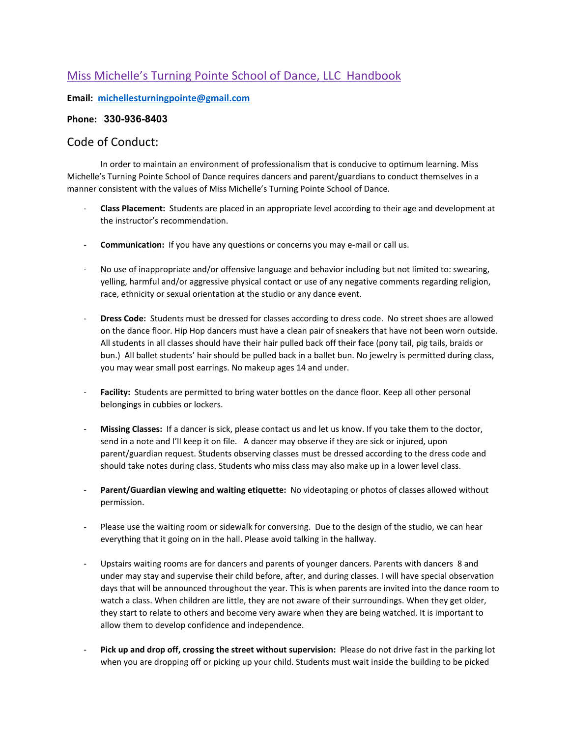# Miss Michelle's Turning Pointe School of Dance, LLC Handbook

**Email:** **michellesturningpointe@gmail.com**

**Phone:** **330-936-8403**

## Code of Conduct:

In order to maintain an environment of professionalism that is conducive to optimum learning. Miss Michelle's Turning Pointe School of Dance requires dancers and parent/guardians to conduct themselves in a manner consistent with the values of Miss Michelle's Turning Pointe School of Dance.

- **Class Placement:** Students are placed in an appropriate level according to their age and development at the instructor's recommendation.

- **Communication:** If you have any questions or concerns you may e-mail or call us.

- No use of inappropriate and/or offensive language and behavior including but not limited to: swearing, yelling, harmful and/or aggressive physical contact or use of any negative comments regarding religion, race, ethnicity or sexual orientation at the studio or any dance event.

- **Dress Code:** Students must be dressed for classes according to dress code. No street shoes are allowed on the dance floor. Hip Hop dancers must have a clean pair of sneakers that have not been worn outside. All students in all classes should have their hair pulled back off their face (pony tail, pig tails, braids or bun.) All ballet students' hair should be pulled back in a ballet bun. No jewelry is permitted during class, you may wear small post earrings. No makeup ages 14 and under.

- **Facility:** Students are permitted to bring water bottles on the dance floor. Keep all other personal belongings in cubbies or lockers.

- **Missing Classes:** If a dancer is sick, please contact us and let us know. If you take them to the doctor, send in a note and I'll keep it on file. A dancer may observe if they are sick or injured, upon parent/guardian request. Students observing classes must be dressed according to the dress code and should take notes during class. Students who miss class may also make up in a lower level class.

- **Parent/Guardian viewing and waiting etiquette:** No videotaping or photos of classes allowed without permission.

- Please use the waiting room or sidewalk for conversing. Due to the design of the studio, we can hear everything that it going on in the hall. Please avoid talking in the hallway.

- Upstairs waiting rooms are for dancers and parents of younger dancers. Parents with dancers 8 and under may stay and supervise their child before, after, and during classes. I will have special observation days that will be announced throughout the year. This is when parents are invited into the dance room to watch a class. When children are little, they are not aware of their surroundings. When they get older, they start to relate to others and become very aware when they are being watched. It is important to allow them to develop confidence and independence.

- **Pick up and drop off, crossing the street without supervision:** Please do not drive fast in the parking lot when you are dropping off or picking up your child. Students must wait inside the building to be picked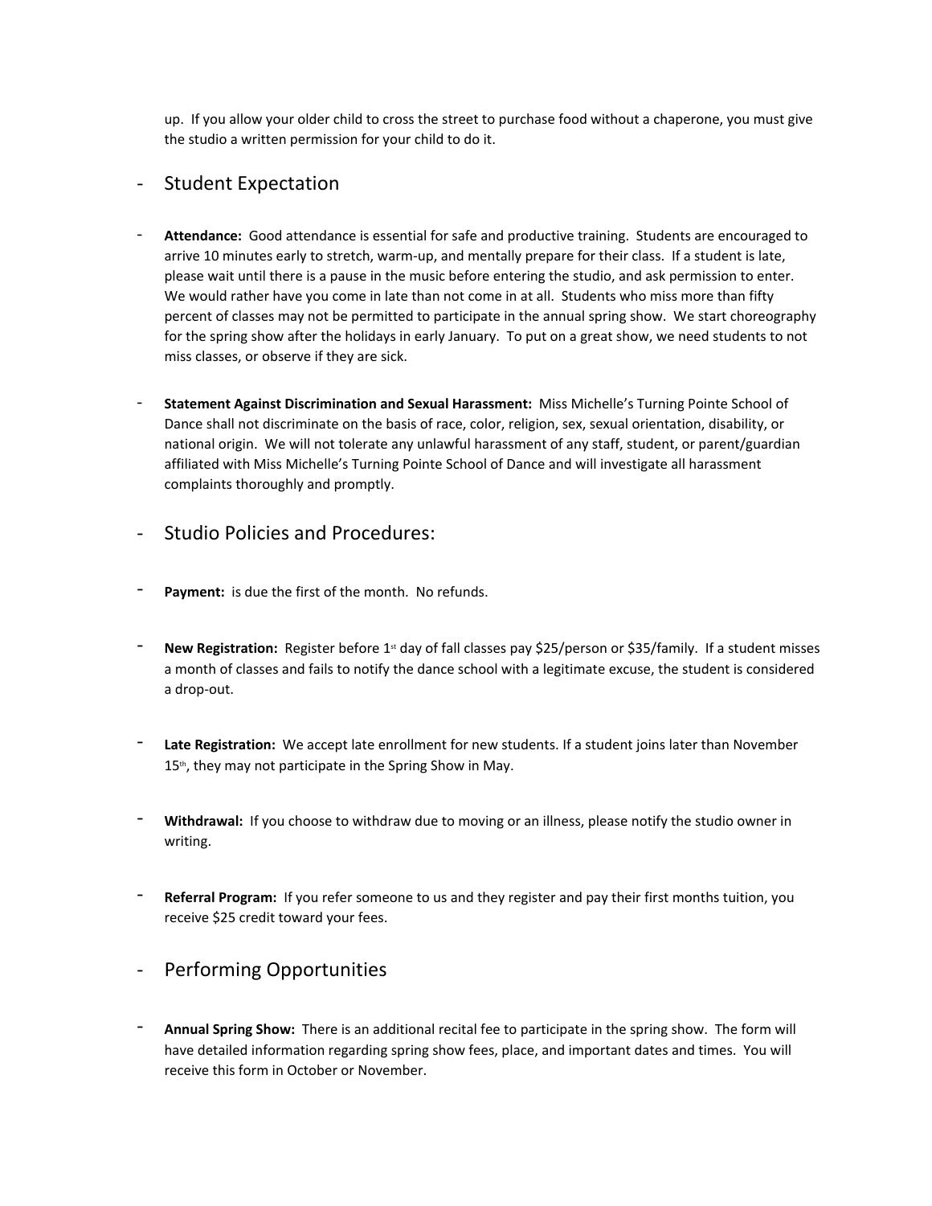up. If you allow your older child to cross the street to purchase food without a chaperone, you must give the studio a written permission for your child to do it.

## Student Expectation

- **Attendance:** Good attendance is essential for safe and productive training. Students are encouraged to arrive 10 minutes early to stretch, warm-up, and mentally prepare for their class. If a student is late, please wait until there is a pause in the music before entering the studio, and ask permission to enter. We would rather have you come in late than not come in at all. Students who miss more than fifty percent of classes may not be permitted to participate in the annual spring show. We start choreography for the spring show after the holidays in early January. To put on a great show, we need students to not miss classes, or observe if they are sick.

- **Statement Against Discrimination and Sexual Harassment:** Miss Michelle's Turning Pointe School of Dance shall not discriminate on the basis of race, color, religion, sex, sexual orientation, disability, or national origin. We will not tolerate any unlawful harassment of any staff, student, or parent/guardian affiliated with Miss Michelle's Turning Pointe School of Dance and will investigate all harassment complaints thoroughly and promptly.

## Studio Policies and Procedures:

- **Payment:** is due the first of the month. No refunds.

- **New Registration:** Register before 1st day of fall classes pay $25/person or $35/family. If a student misses a month of classes and fails to notify the dance school with a legitimate excuse, the student is considered a drop-out.

- **Late Registration:** We accept late enrollment for new students. If a student joins later than November 15th, they may not participate in the Spring Show in May.

- **Withdrawal:** If you choose to withdraw due to moving or an illness, please notify the studio owner in writing.

- **Referral Program:** If you refer someone to us and they register and pay their first months tuition, you receive $25 credit toward your fees.

## Performing Opportunities

- **Annual Spring Show:** There is an additional recital fee to participate in the spring show. The form will have detailed information regarding spring show fees, place, and important dates and times. You will receive this form in October or November.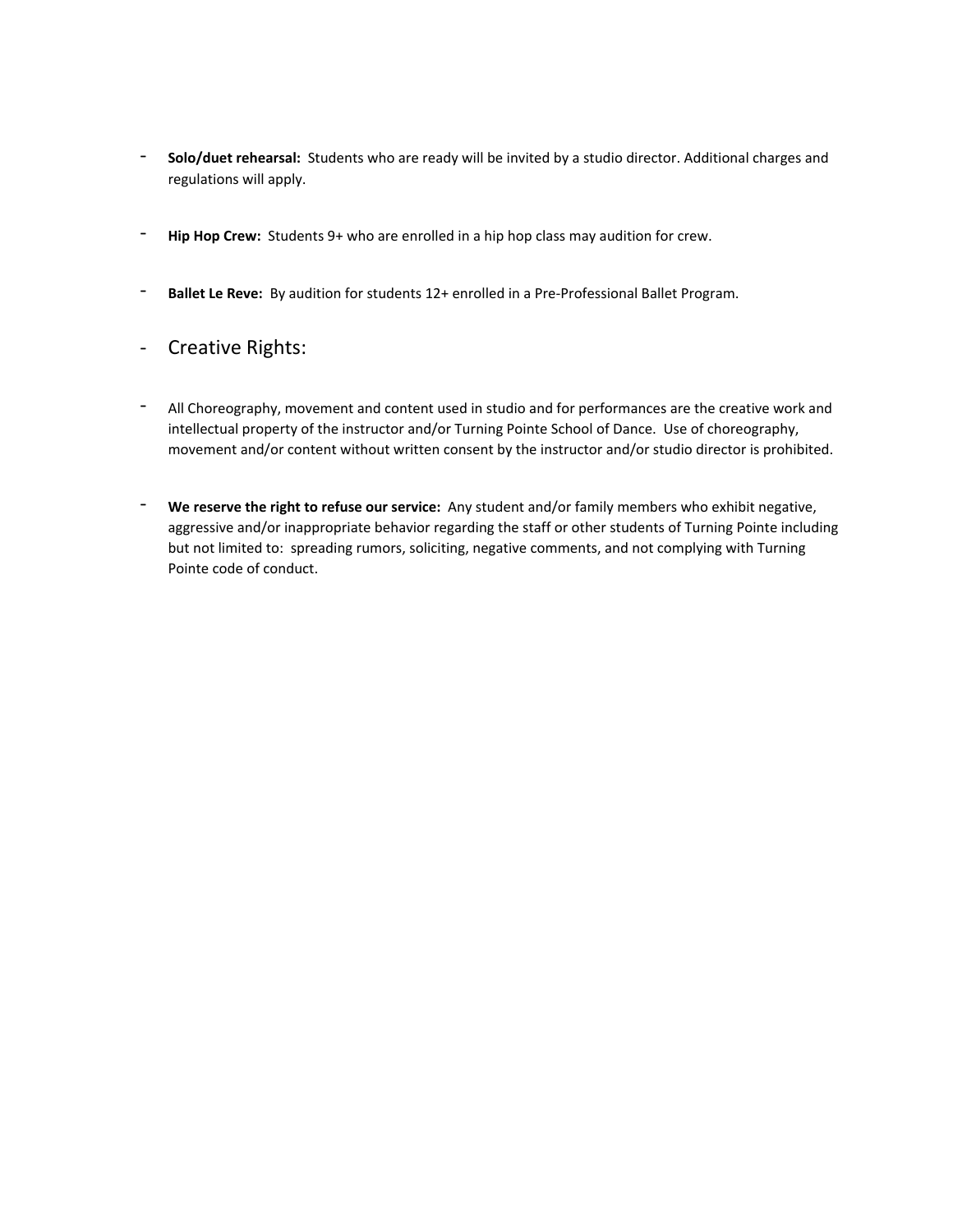- **Solo/duet rehearsal:** Students who are ready will be invited by a studio director. Additional charges and regulations will apply.

- **Hip Hop Crew:** Students 9+ who are enrolled in a hip hop class may audition for crew.

- **Ballet Le Reve:** By audition for students 12+ enrolled in a Pre-Professional Ballet Program.

- Creative Rights:

- All Choreography, movement and content used in studio and for performances are the creative work and intellectual property of the instructor and/or Turning Pointe School of Dance. Use of choreography, movement and/or content without written consent by the instructor and/or studio director is prohibited.

- **We reserve the right to refuse our service:** Any student and/or family members who exhibit negative, aggressive and/or inappropriate behavior regarding the staff or other students of Turning Pointe including but not limited to: spreading rumors, soliciting, negative comments, and not complying with Turning Pointe code of conduct.